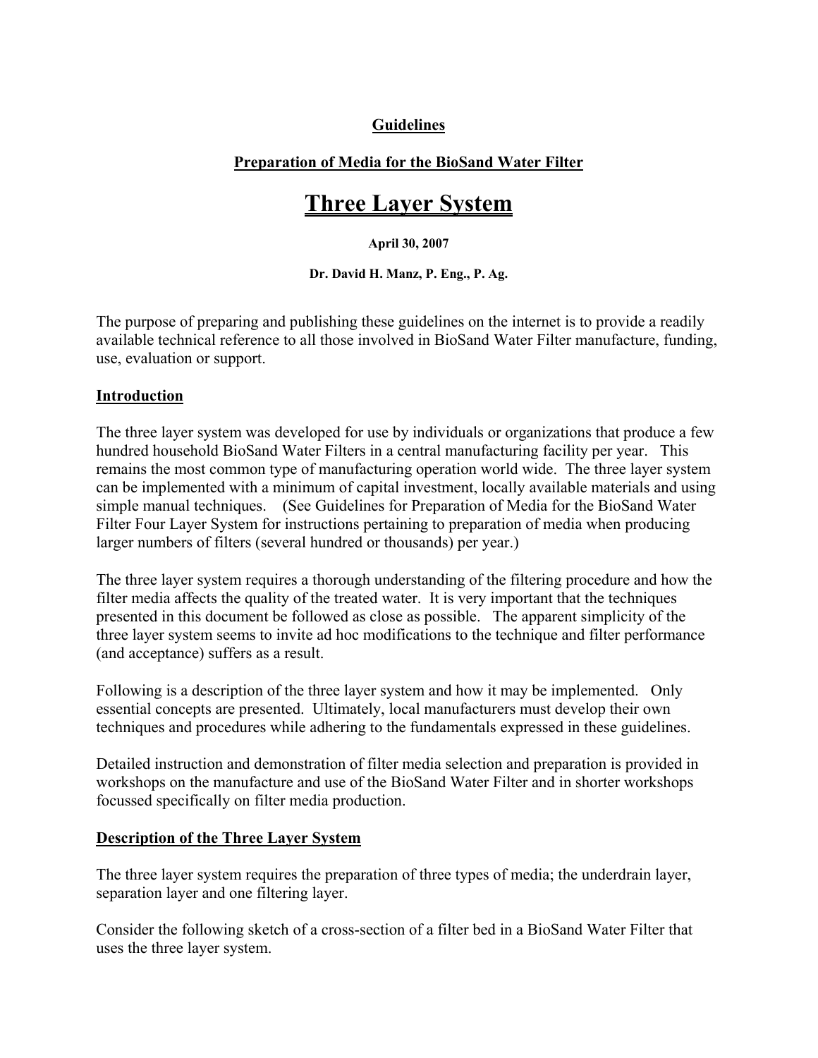**Guidelines**

**Preparation of Media for the BioSand Water Filter**

# Three Layer System

**April 30, 2007**

**Dr. David H. Manz, P. Eng., P. Ag.**

The purpose of preparing and publishing these guidelines on the internet is to provide a readily available technical reference to all those involved in BioSand Water Filter manufacture, funding, use, evaluation or support.

## Introduction

The three layer system was developed for use by individuals or organizations that produce a few hundred household BioSand Water Filters in a central manufacturing facility per year. This remains the most common type of manufacturing operation world wide. The three layer system can be implemented with a minimum of capital investment, locally available materials and using simple manual techniques. (See Guidelines for Preparation of Media for the BioSand Water Filter Four Layer System for instructions pertaining to preparation of media when producing larger numbers of filters (several hundred or thousands) per year.)

The three layer system requires a thorough understanding of the filtering procedure and how the filter media affects the quality of the treated water. It is very important that the techniques presented in this document be followed as close as possible. The apparent simplicity of the three layer system seems to invite ad hoc modifications to the technique and filter performance (and acceptance) suffers as a result.

Following is a description of the three layer system and how it may be implemented. Only essential concepts are presented. Ultimately, local manufacturers must develop their own techniques and procedures while adhering to the fundamentals expressed in these guidelines.

Detailed instruction and demonstration of filter media selection and preparation is provided in workshops on the manufacture and use of the BioSand Water Filter and in shorter workshops focussed specifically on filter media production.

## Description of the Three Layer System

The three layer system requires the preparation of three types of media; the underdrain layer, separation layer and one filtering layer.

Consider the following sketch of a cross-section of a filter bed in a BioSand Water Filter that uses the three layer system.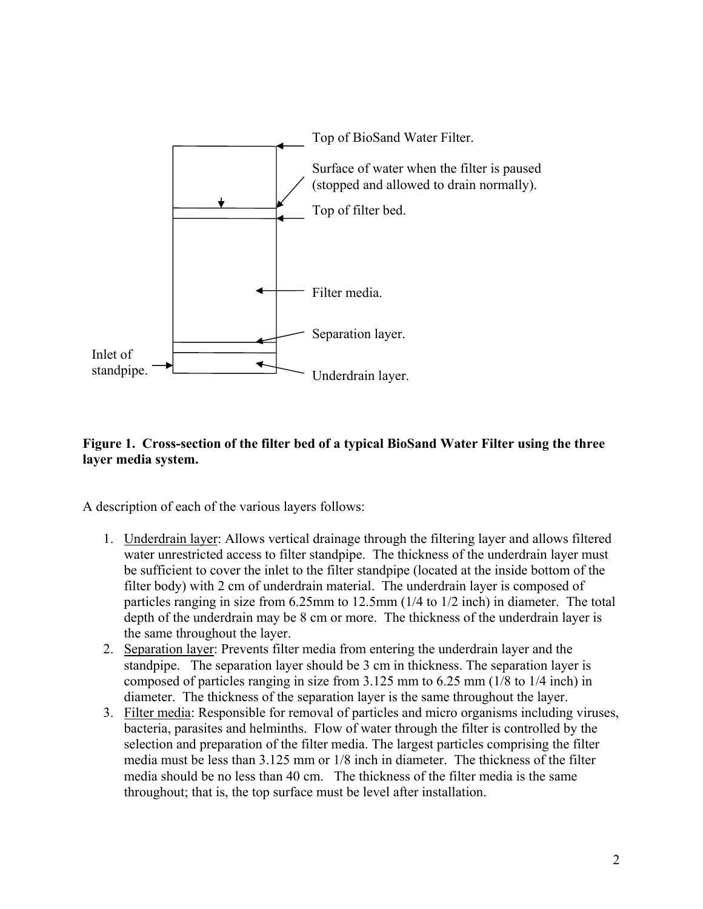Top of BioSand Water Filter.

Surface of water when the filter is paused (stopped and allowed to drain normally).

Top of filter bed.

Filter media.

Separation layer.

Inlet of standpipe.

Underdrain layer.

**Figure 1. Cross-section of the filter bed of a typical BioSand Water Filter using the three layer media system.**

A description of each of the various layers follows:

1. Underdrain layer: Allows vertical drainage through the filtering layer and allows filtered water unrestricted access to filter standpipe. The thickness of the underdrain layer must be sufficient to cover the inlet to the filter standpipe (located at the inside bottom of the filter body) with 2 cm of underdrain material. The underdrain layer is composed of particles ranging in size from 6.25mm to 12.5mm (1/4 to 1/2 inch) in diameter. The total depth of the underdrain may be 8 cm or more. The thickness of the underdrain layer is the same throughout the layer.
2. Separation layer: Prevents filter media from entering the underdrain layer and the standpipe. The separation layer should be 3 cm in thickness. The separation layer is composed of particles ranging in size from 3.125 mm to 6.25 mm (1/8 to 1/4 inch) in diameter. The thickness of the separation layer is the same throughout the layer.
3. Filter media: Responsible for removal of particles and micro organisms including viruses, bacteria, parasites and helminths. Flow of water through the filter is controlled by the selection and preparation of the filter media. The largest particles comprising the filter media must be less than 3.125 mm or 1/8 inch in diameter. The thickness of the filter media should be no less than 40 cm. The thickness of the filter media is the same throughout; that is, the top surface must be level after installation.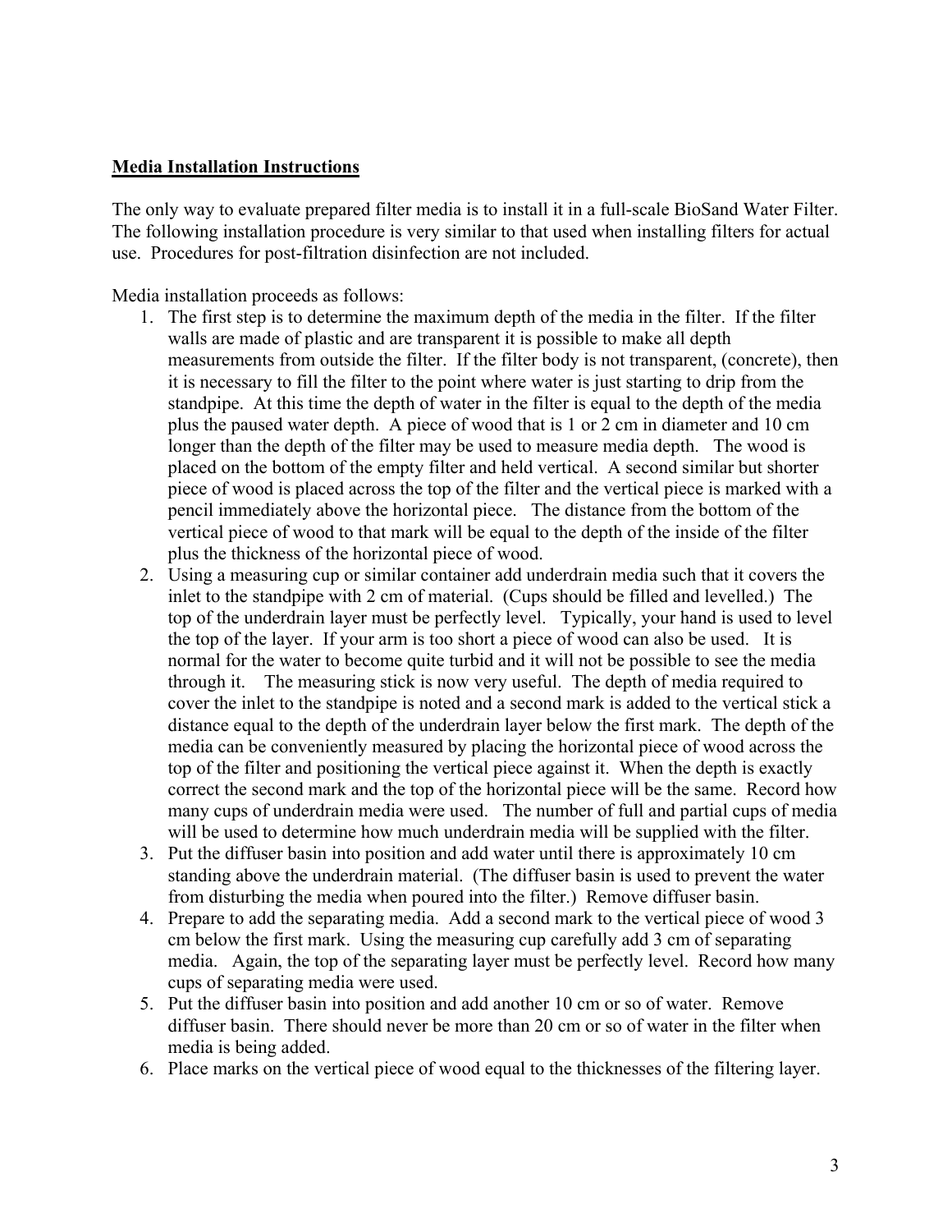## Media Installation Instructions

The only way to evaluate prepared filter media is to install it in a full-scale BioSand Water Filter. The following installation procedure is very similar to that used when installing filters for actual use. Procedures for post-filtration disinfection are not included.

Media installation proceeds as follows:

1. The first step is to determine the maximum depth of the media in the filter. If the filter walls are made of plastic and are transparent it is possible to make all depth measurements from outside the filter. If the filter body is not transparent, (concrete), then it is necessary to fill the filter to the point where water is just starting to drip from the standpipe. At this time the depth of water in the filter is equal to the depth of the media plus the paused water depth. A piece of wood that is 1 or 2 cm in diameter and 10 cm longer than the depth of the filter may be used to measure media depth. The wood is placed on the bottom of the empty filter and held vertical. A second similar but shorter piece of wood is placed across the top of the filter and the vertical piece is marked with a pencil immediately above the horizontal piece. The distance from the bottom of the vertical piece of wood to that mark will be equal to the depth of the inside of the filter plus the thickness of the horizontal piece of wood.
2. Using a measuring cup or similar container add underdrain media such that it covers the inlet to the standpipe with 2 cm of material. (Cups should be filled and levelled.) The top of the underdrain layer must be perfectly level. Typically, your hand is used to level the top of the layer. If your arm is too short a piece of wood can also be used. It is normal for the water to become quite turbid and it will not be possible to see the media through it. The measuring stick is now very useful. The depth of media required to cover the inlet to the standpipe is noted and a second mark is added to the vertical stick a distance equal to the depth of the underdrain layer below the first mark. The depth of the media can be conveniently measured by placing the horizontal piece of wood across the top of the filter and positioning the vertical piece against it. When the depth is exactly correct the second mark and the top of the horizontal piece will be the same. Record how many cups of underdrain media were used. The number of full and partial cups of media will be used to determine how much underdrain media will be supplied with the filter.
3. Put the diffuser basin into position and add water until there is approximately 10 cm standing above the underdrain material. (The diffuser basin is used to prevent the water from disturbing the media when poured into the filter.) Remove diffuser basin.
4. Prepare to add the separating media. Add a second mark to the vertical piece of wood 3 cm below the first mark. Using the measuring cup carefully add 3 cm of separating media. Again, the top of the separating layer must be perfectly level. Record how many cups of separating media were used.
5. Put the diffuser basin into position and add another 10 cm or so of water. Remove diffuser basin. There should never be more than 20 cm or so of water in the filter when media is being added.
6. Place marks on the vertical piece of wood equal to the thicknesses of the filtering layer.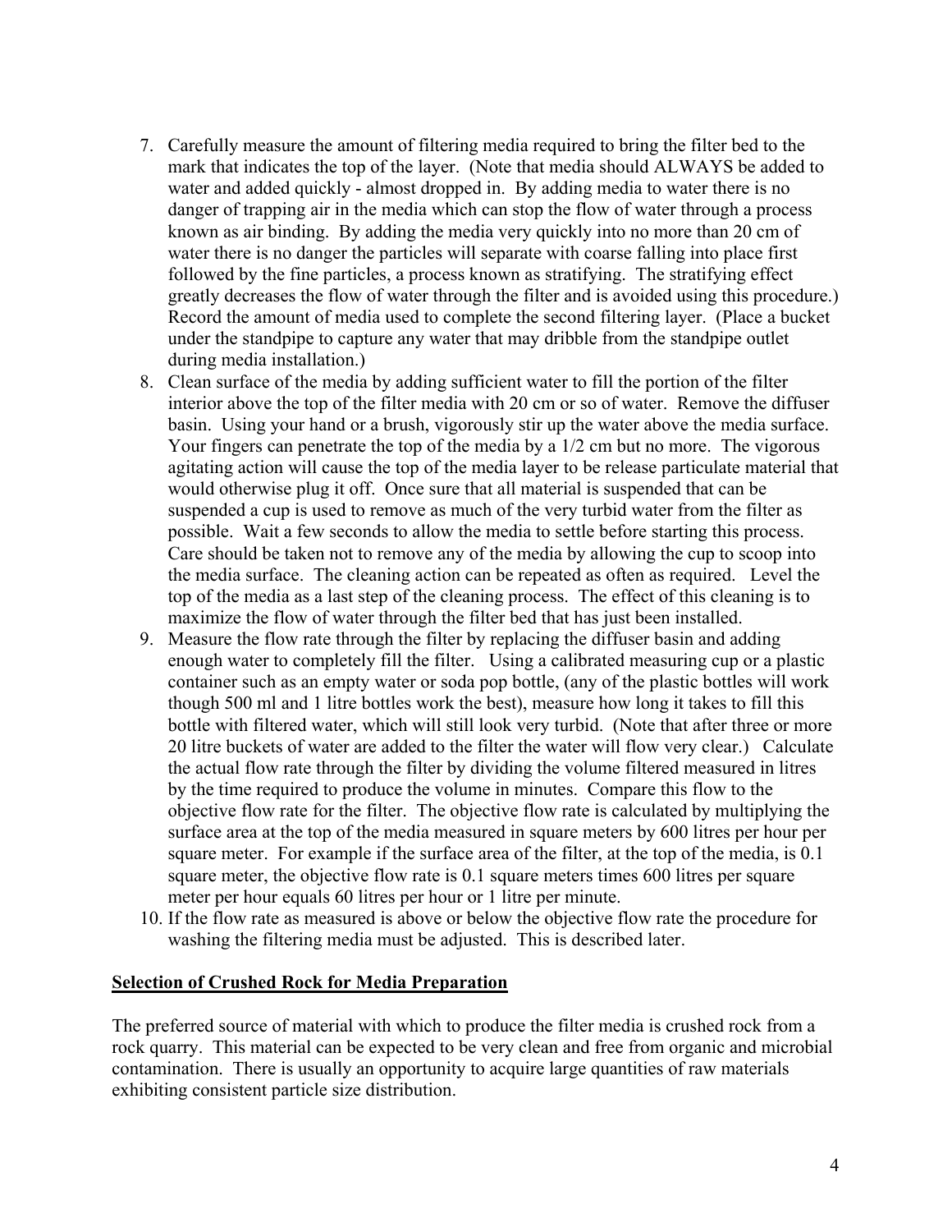7. Carefully measure the amount of filtering media required to bring the filter bed to the mark that indicates the top of the layer. (Note that media should ALWAYS be added to water and added quickly - almost dropped in. By adding media to water there is no danger of trapping air in the media which can stop the flow of water through a process known as air binding. By adding the media very quickly into no more than 20 cm of water there is no danger the particles will separate with coarse falling into place first followed by the fine particles, a process known as stratifying. The stratifying effect greatly decreases the flow of water through the filter and is avoided using this procedure.) Record the amount of media used to complete the second filtering layer. (Place a bucket under the standpipe to capture any water that may dribble from the standpipe outlet during media installation.)
8. Clean surface of the media by adding sufficient water to fill the portion of the filter interior above the top of the filter media with 20 cm or so of water. Remove the diffuser basin. Using your hand or a brush, vigorously stir up the water above the media surface. Your fingers can penetrate the top of the media by a 1/2 cm but no more. The vigorous agitating action will cause the top of the media layer to be release particulate material that would otherwise plug it off. Once sure that all material is suspended that can be suspended a cup is used to remove as much of the very turbid water from the filter as possible. Wait a few seconds to allow the media to settle before starting this process. Care should be taken not to remove any of the media by allowing the cup to scoop into the media surface. The cleaning action can be repeated as often as required. Level the top of the media as a last step of the cleaning process. The effect of this cleaning is to maximize the flow of water through the filter bed that has just been installed.
9. Measure the flow rate through the filter by replacing the diffuser basin and adding enough water to completely fill the filter. Using a calibrated measuring cup or a plastic container such as an empty water or soda pop bottle, (any of the plastic bottles will work though 500 ml and 1 litre bottles work the best), measure how long it takes to fill this bottle with filtered water, which will still look very turbid. (Note that after three or more 20 litre buckets of water are added to the filter the water will flow very clear.) Calculate the actual flow rate through the filter by dividing the volume filtered measured in litres by the time required to produce the volume in minutes. Compare this flow to the objective flow rate for the filter. The objective flow rate is calculated by multiplying the surface area at the top of the media measured in square meters by 600 litres per hour per square meter. For example if the surface area of the filter, at the top of the media, is 0.1 square meter, the objective flow rate is 0.1 square meters times 600 litres per square meter per hour equals 60 litres per hour or 1 litre per minute.
10. If the flow rate as measured is above or below the objective flow rate the procedure for washing the filtering media must be adjusted. This is described later.

## Selection of Crushed Rock for Media Preparation

The preferred source of material with which to produce the filter media is crushed rock from a rock quarry. This material can be expected to be very clean and free from organic and microbial contamination. There is usually an opportunity to acquire large quantities of raw materials exhibiting consistent particle size distribution.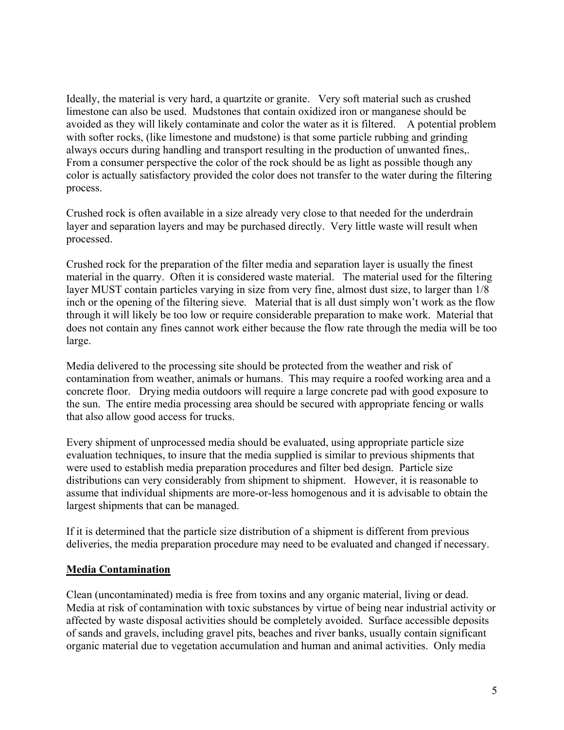Ideally, the material is very hard, a quartzite or granite. Very soft material such as crushed limestone can also be used. Mudstones that contain oxidized iron or manganese should be avoided as they will likely contaminate and color the water as it is filtered. A potential problem with softer rocks, (like limestone and mudstone) is that some particle rubbing and grinding always occurs during handling and transport resulting in the production of unwanted fines,. From a consumer perspective the color of the rock should be as light as possible though any color is actually satisfactory provided the color does not transfer to the water during the filtering process.

Crushed rock is often available in a size already very close to that needed for the underdrain layer and separation layers and may be purchased directly. Very little waste will result when processed.

Crushed rock for the preparation of the filter media and separation layer is usually the finest material in the quarry. Often it is considered waste material. The material used for the filtering layer MUST contain particles varying in size from very fine, almost dust size, to larger than 1/8 inch or the opening of the filtering sieve. Material that is all dust simply won't work as the flow through it will likely be too low or require considerable preparation to make work. Material that does not contain any fines cannot work either because the flow rate through the media will be too large.

Media delivered to the processing site should be protected from the weather and risk of contamination from weather, animals or humans. This may require a roofed working area and a concrete floor. Drying media outdoors will require a large concrete pad with good exposure to the sun. The entire media processing area should be secured with appropriate fencing or walls that also allow good access for trucks.

Every shipment of unprocessed media should be evaluated, using appropriate particle size evaluation techniques, to insure that the media supplied is similar to previous shipments that were used to establish media preparation procedures and filter bed design. Particle size distributions can very considerably from shipment to shipment. However, it is reasonable to assume that individual shipments are more-or-less homogenous and it is advisable to obtain the largest shipments that can be managed.

If it is determined that the particle size distribution of a shipment is different from previous deliveries, the media preparation procedure may need to be evaluated and changed if necessary.

## Media Contamination

Clean (uncontaminated) media is free from toxins and any organic material, living or dead. Media at risk of contamination with toxic substances by virtue of being near industrial activity or affected by waste disposal activities should be completely avoided. Surface accessible deposits of sands and gravels, including gravel pits, beaches and river banks, usually contain significant organic material due to vegetation accumulation and human and animal activities. Only media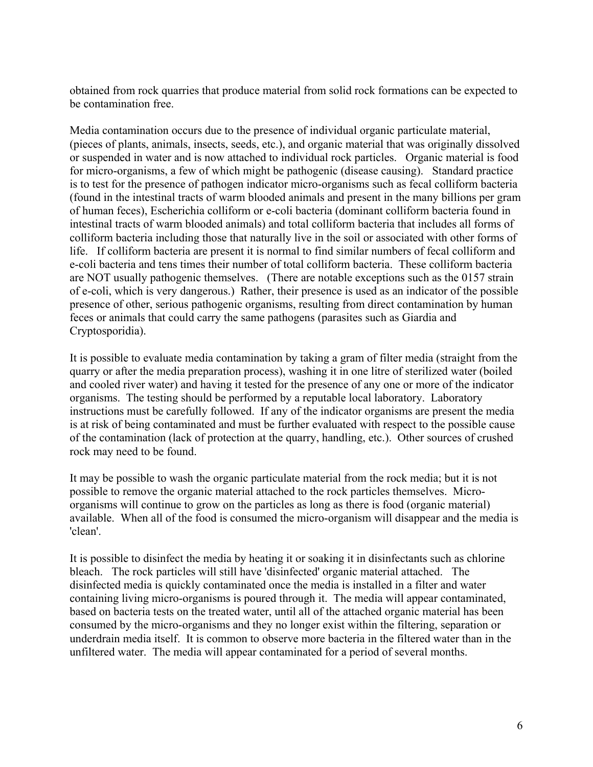obtained from rock quarries that produce material from solid rock formations can be expected to be contamination free.

Media contamination occurs due to the presence of individual organic particulate material, (pieces of plants, animals, insects, seeds, etc.), and organic material that was originally dissolved or suspended in water and is now attached to individual rock particles. Organic material is food for micro-organisms, a few of which might be pathogenic (disease causing). Standard practice is to test for the presence of pathogen indicator micro-organisms such as fecal colliform bacteria (found in the intestinal tracts of warm blooded animals and present in the many billions per gram of human feces), Escherichia colliform or e-coli bacteria (dominant colliform bacteria found in intestinal tracts of warm blooded animals) and total colliform bacteria that includes all forms of colliform bacteria including those that naturally live in the soil or associated with other forms of life. If colliform bacteria are present it is normal to find similar numbers of fecal colliform and e-coli bacteria and tens times their number of total colliform bacteria. These colliform bacteria are NOT usually pathogenic themselves. (There are notable exceptions such as the 0157 strain of e-coli, which is very dangerous.) Rather, their presence is used as an indicator of the possible presence of other, serious pathogenic organisms, resulting from direct contamination by human feces or animals that could carry the same pathogens (parasites such as Giardia and Cryptosporidia).

It is possible to evaluate media contamination by taking a gram of filter media (straight from the quarry or after the media preparation process), washing it in one litre of sterilized water (boiled and cooled river water) and having it tested for the presence of any one or more of the indicator organisms. The testing should be performed by a reputable local laboratory. Laboratory instructions must be carefully followed. If any of the indicator organisms are present the media is at risk of being contaminated and must be further evaluated with respect to the possible cause of the contamination (lack of protection at the quarry, handling, etc.). Other sources of crushed rock may need to be found.

It may be possible to wash the organic particulate material from the rock media; but it is not possible to remove the organic material attached to the rock particles themselves. Micro-organisms will continue to grow on the particles as long as there is food (organic material) available. When all of the food is consumed the micro-organism will disappear and the media is 'clean'.

It is possible to disinfect the media by heating it or soaking it in disinfectants such as chlorine bleach. The rock particles will still have 'disinfected' organic material attached. The disinfected media is quickly contaminated once the media is installed in a filter and water containing living micro-organisms is poured through it. The media will appear contaminated, based on bacteria tests on the treated water, until all of the attached organic material has been consumed by the micro-organisms and they no longer exist within the filtering, separation or underdrain media itself. It is common to observe more bacteria in the filtered water than in the unfiltered water. The media will appear contaminated for a period of several months.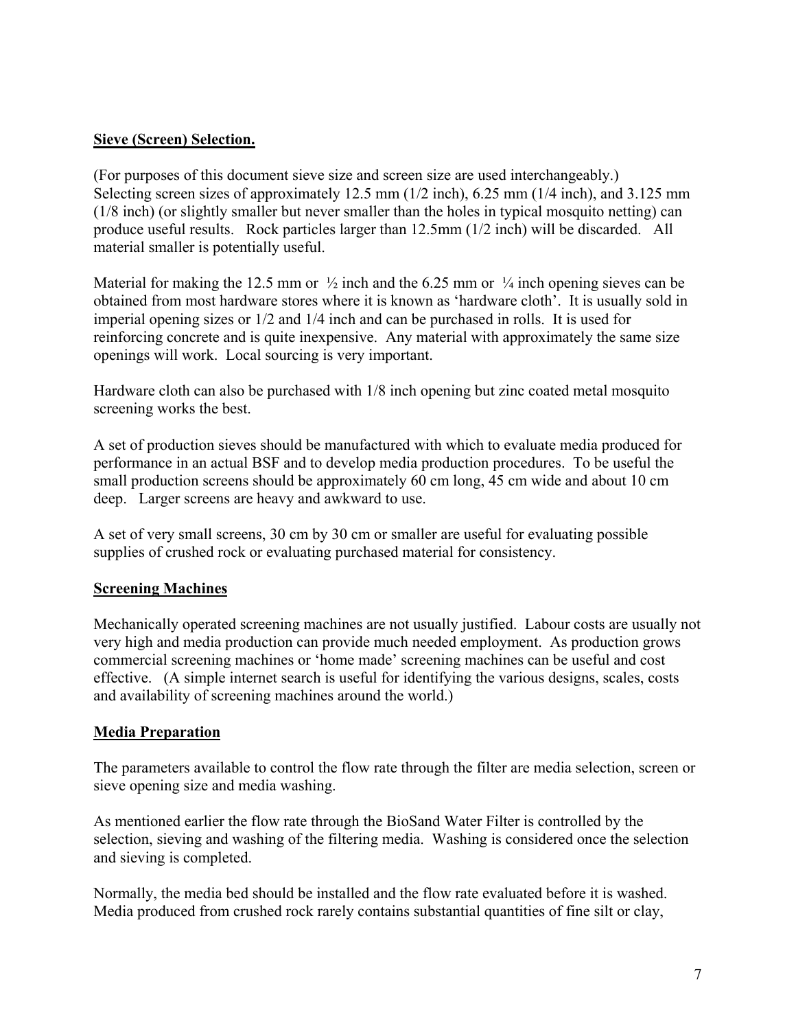## Sieve (Screen) Selection.

(For purposes of this document sieve size and screen size are used interchangeably.) Selecting screen sizes of approximately 12.5 mm (1/2 inch), 6.25 mm (1/4 inch), and 3.125 mm (1/8 inch) (or slightly smaller but never smaller than the holes in typical mosquito netting) can produce useful results. Rock particles larger than 12.5mm (1/2 inch) will be discarded. All material smaller is potentially useful.

Material for making the 12.5 mm or ½ inch and the 6.25 mm or ¼ inch opening sieves can be obtained from most hardware stores where it is known as 'hardware cloth'. It is usually sold in imperial opening sizes or 1/2 and 1/4 inch and can be purchased in rolls. It is used for reinforcing concrete and is quite inexpensive. Any material with approximately the same size openings will work. Local sourcing is very important.

Hardware cloth can also be purchased with 1/8 inch opening but zinc coated metal mosquito screening works the best.

A set of production sieves should be manufactured with which to evaluate media produced for performance in an actual BSF and to develop media production procedures. To be useful the small production screens should be approximately 60 cm long, 45 cm wide and about 10 cm deep. Larger screens are heavy and awkward to use.

A set of very small screens, 30 cm by 30 cm or smaller are useful for evaluating possible supplies of crushed rock or evaluating purchased material for consistency.

## Screening Machines

Mechanically operated screening machines are not usually justified. Labour costs are usually not very high and media production can provide much needed employment. As production grows commercial screening machines or 'home made' screening machines can be useful and cost effective. (A simple internet search is useful for identifying the various designs, scales, costs and availability of screening machines around the world.)

## Media Preparation

The parameters available to control the flow rate through the filter are media selection, screen or sieve opening size and media washing.

As mentioned earlier the flow rate through the BioSand Water Filter is controlled by the selection, sieving and washing of the filtering media. Washing is considered once the selection and sieving is completed.

Normally, the media bed should be installed and the flow rate evaluated before it is washed. Media produced from crushed rock rarely contains substantial quantities of fine silt or clay,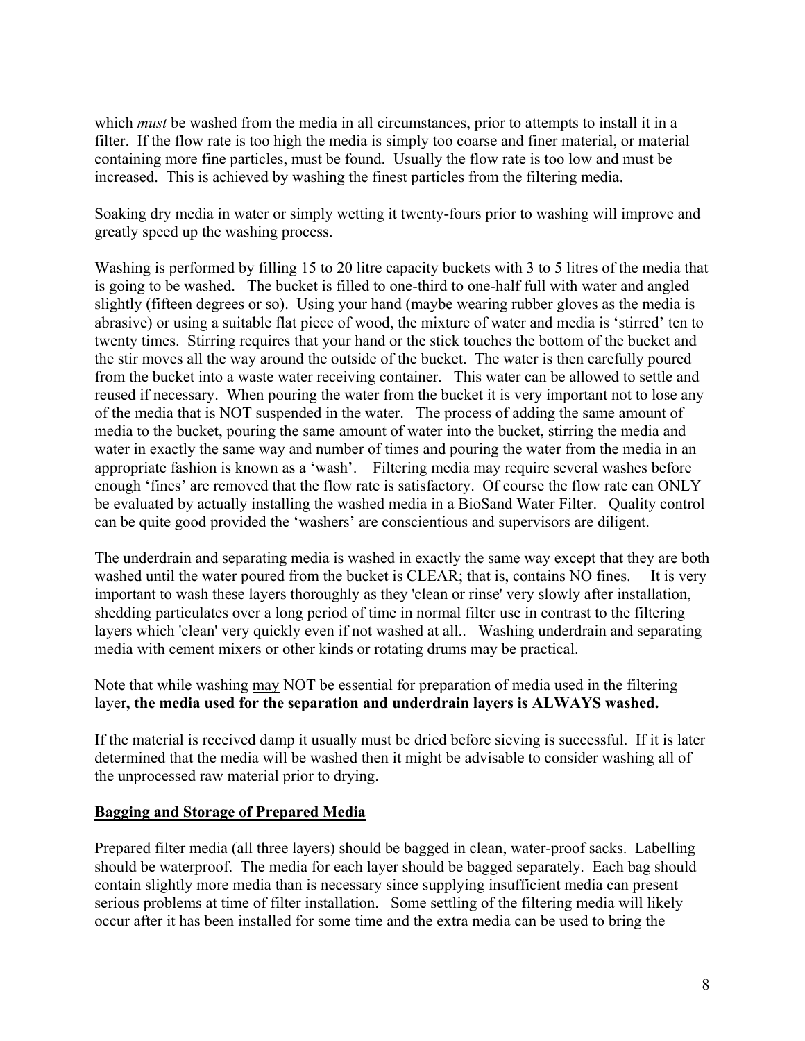which *must* be washed from the media in all circumstances, prior to attempts to install it in a filter. If the flow rate is too high the media is simply too coarse and finer material, or material containing more fine particles, must be found. Usually the flow rate is too low and must be increased. This is achieved by washing the finest particles from the filtering media.

Soaking dry media in water or simply wetting it twenty-fours prior to washing will improve and greatly speed up the washing process.

Washing is performed by filling 15 to 20 litre capacity buckets with 3 to 5 litres of the media that is going to be washed. The bucket is filled to one-third to one-half full with water and angled slightly (fifteen degrees or so). Using your hand (maybe wearing rubber gloves as the media is abrasive) or using a suitable flat piece of wood, the mixture of water and media is 'stirred' ten to twenty times. Stirring requires that your hand or the stick touches the bottom of the bucket and the stir moves all the way around the outside of the bucket. The water is then carefully poured from the bucket into a waste water receiving container. This water can be allowed to settle and reused if necessary. When pouring the water from the bucket it is very important not to lose any of the media that is NOT suspended in the water. The process of adding the same amount of media to the bucket, pouring the same amount of water into the bucket, stirring the media and water in exactly the same way and number of times and pouring the water from the media in an appropriate fashion is known as a 'wash'. Filtering media may require several washes before enough 'fines' are removed that the flow rate is satisfactory. Of course the flow rate can ONLY be evaluated by actually installing the washed media in a BioSand Water Filter. Quality control can be quite good provided the 'washers' are conscientious and supervisors are diligent.

The underdrain and separating media is washed in exactly the same way except that they are both washed until the water poured from the bucket is CLEAR; that is, contains NO fines. It is very important to wash these layers thoroughly as they 'clean or rinse' very slowly after installation, shedding particulates over a long period of time in normal filter use in contrast to the filtering layers which 'clean' very quickly even if not washed at all.. Washing underdrain and separating media with cement mixers or other kinds or rotating drums may be practical.

Note that while washing <u>may</u> NOT be essential for preparation of media used in the filtering layer**, the media used for the separation and underdrain layers is ALWAYS washed.**

If the material is received damp it usually must be dried before sieving is successful. If it is later determined that the media will be washed then it might be advisable to consider washing all of the unprocessed raw material prior to drying.

## <u>Bagging and Storage of Prepared Media</u>

Prepared filter media (all three layers) should be bagged in clean, water-proof sacks. Labelling should be waterproof. The media for each layer should be bagged separately. Each bag should contain slightly more media than is necessary since supplying insufficient media can present serious problems at time of filter installation. Some settling of the filtering media will likely occur after it has been installed for some time and the extra media can be used to bring the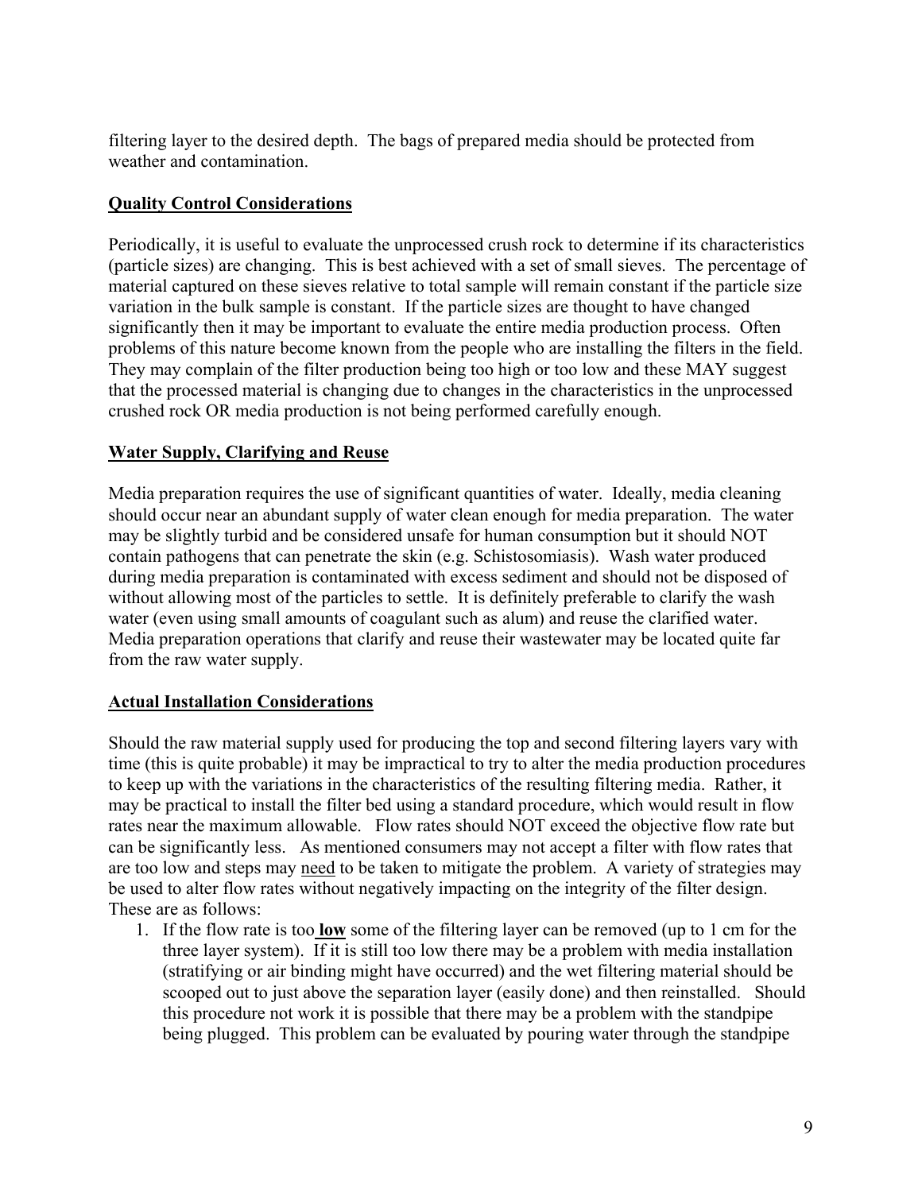filtering layer to the desired depth. The bags of prepared media should be protected from weather and contamination.

## Quality Control Considerations

Periodically, it is useful to evaluate the unprocessed crush rock to determine if its characteristics (particle sizes) are changing. This is best achieved with a set of small sieves. The percentage of material captured on these sieves relative to total sample will remain constant if the particle size variation in the bulk sample is constant. If the particle sizes are thought to have changed significantly then it may be important to evaluate the entire media production process. Often problems of this nature become known from the people who are installing the filters in the field. They may complain of the filter production being too high or too low and these MAY suggest that the processed material is changing due to changes in the characteristics in the unprocessed crushed rock OR media production is not being performed carefully enough.

## Water Supply, Clarifying and Reuse

Media preparation requires the use of significant quantities of water. Ideally, media cleaning should occur near an abundant supply of water clean enough for media preparation. The water may be slightly turbid and be considered unsafe for human consumption but it should NOT contain pathogens that can penetrate the skin (e.g. Schistosomiasis). Wash water produced during media preparation is contaminated with excess sediment and should not be disposed of without allowing most of the particles to settle. It is definitely preferable to clarify the wash water (even using small amounts of coagulant such as alum) and reuse the clarified water. Media preparation operations that clarify and reuse their wastewater may be located quite far from the raw water supply.

## Actual Installation Considerations

Should the raw material supply used for producing the top and second filtering layers vary with time (this is quite probable) it may be impractical to try to alter the media production procedures to keep up with the variations in the characteristics of the resulting filtering media. Rather, it may be practical to install the filter bed using a standard procedure, which would result in flow rates near the maximum allowable. Flow rates should NOT exceed the objective flow rate but can be significantly less. As mentioned consumers may not accept a filter with flow rates that are too low and steps may need to be taken to mitigate the problem. A variety of strategies may be used to alter flow rates without negatively impacting on the integrity of the filter design. These are as follows:

1. If the flow rate is too **low** some of the filtering layer can be removed (up to 1 cm for the three layer system). If it is still too low there may be a problem with media installation (stratifying or air binding might have occurred) and the wet filtering material should be scooped out to just above the separation layer (easily done) and then reinstalled. Should this procedure not work it is possible that there may be a problem with the standpipe being plugged. This problem can be evaluated by pouring water through the standpipe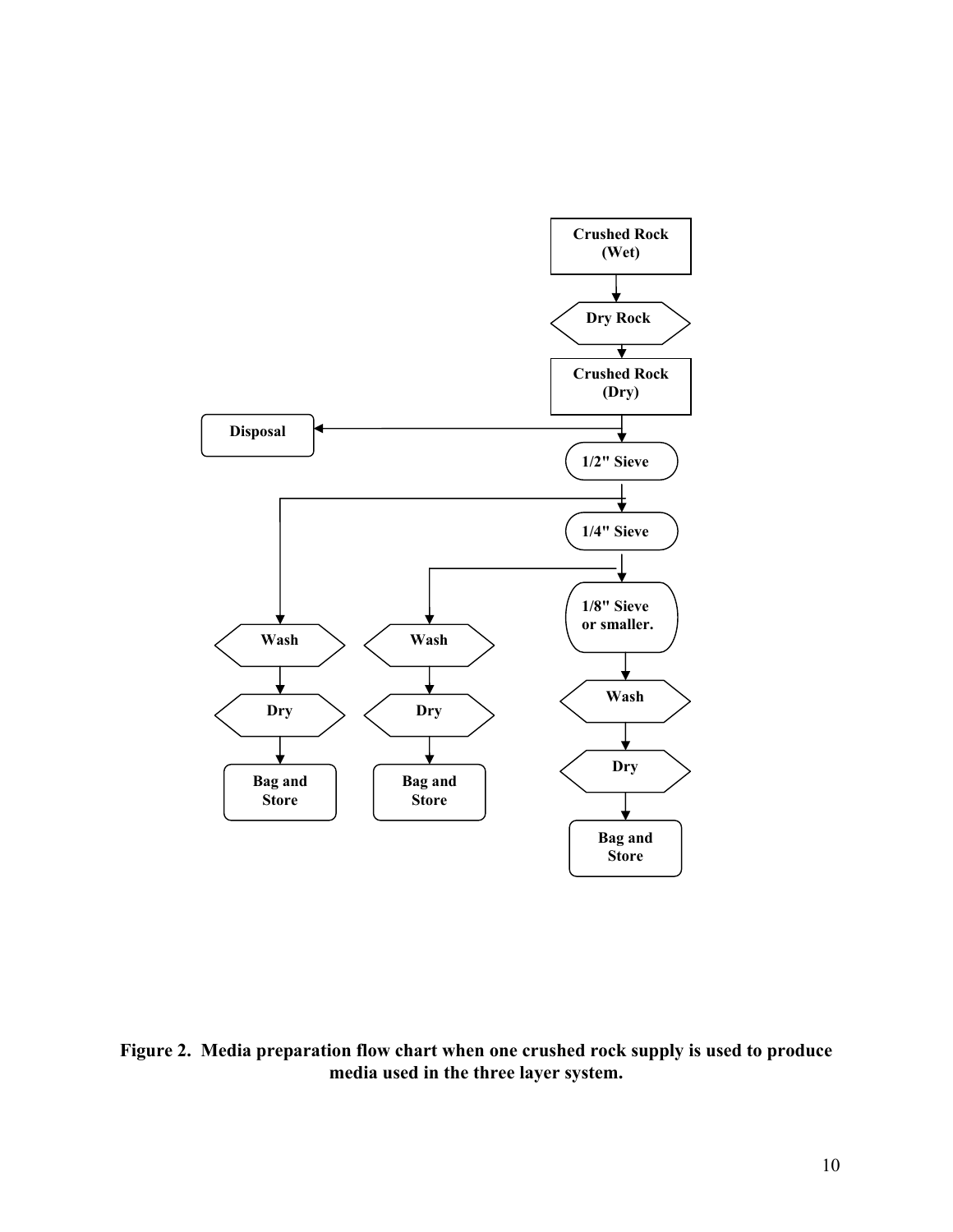Crushed Rock (Wet)

Dry Rock

Crushed Rock (Dry)

Disposal

1/2" Sieve

1/4" Sieve

1/8" Sieve or smaller.

Wash

Dry

Bag and Store

Wash

Dry

Bag and Store

Wash

Dry

Bag and Store

**Figure 2. Media preparation flow chart when one crushed rock supply is used to produce media used in the three layer system.**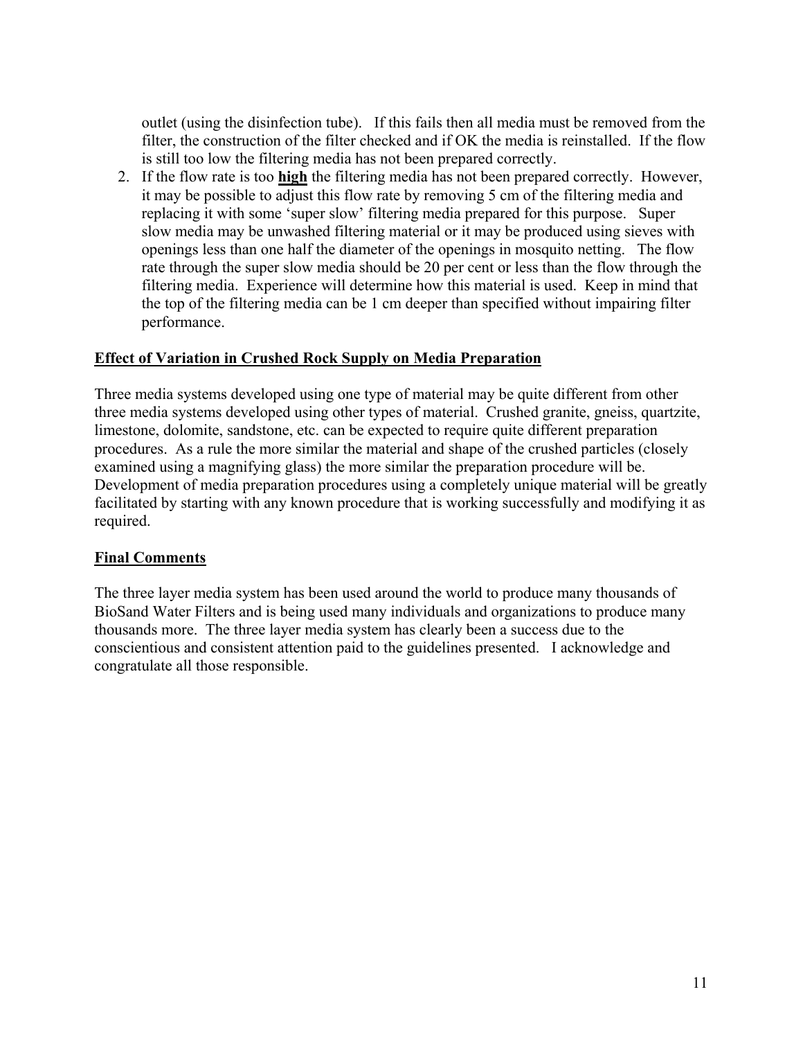outlet (using the disinfection tube). If this fails then all media must be removed from the filter, the construction of the filter checked and if OK the media is reinstalled. If the flow is still too low the filtering media has not been prepared correctly.

2. If the flow rate is too **high** the filtering media has not been prepared correctly. However, it may be possible to adjust this flow rate by removing 5 cm of the filtering media and replacing it with some 'super slow' filtering media prepared for this purpose. Super slow media may be unwashed filtering material or it may be produced using sieves with openings less than one half the diameter of the openings in mosquito netting. The flow rate through the super slow media should be 20 per cent or less than the flow through the filtering media. Experience will determine how this material is used. Keep in mind that the top of the filtering media can be 1 cm deeper than specified without impairing filter performance.

## Effect of Variation in Crushed Rock Supply on Media Preparation

Three media systems developed using one type of material may be quite different from other three media systems developed using other types of material. Crushed granite, gneiss, quartzite, limestone, dolomite, sandstone, etc. can be expected to require quite different preparation procedures. As a rule the more similar the material and shape of the crushed particles (closely examined using a magnifying glass) the more similar the preparation procedure will be. Development of media preparation procedures using a completely unique material will be greatly facilitated by starting with any known procedure that is working successfully and modifying it as required.

## Final Comments

The three layer media system has been used around the world to produce many thousands of BioSand Water Filters and is being used many individuals and organizations to produce many thousands more. The three layer media system has clearly been a success due to the conscientious and consistent attention paid to the guidelines presented. I acknowledge and congratulate all those responsible.